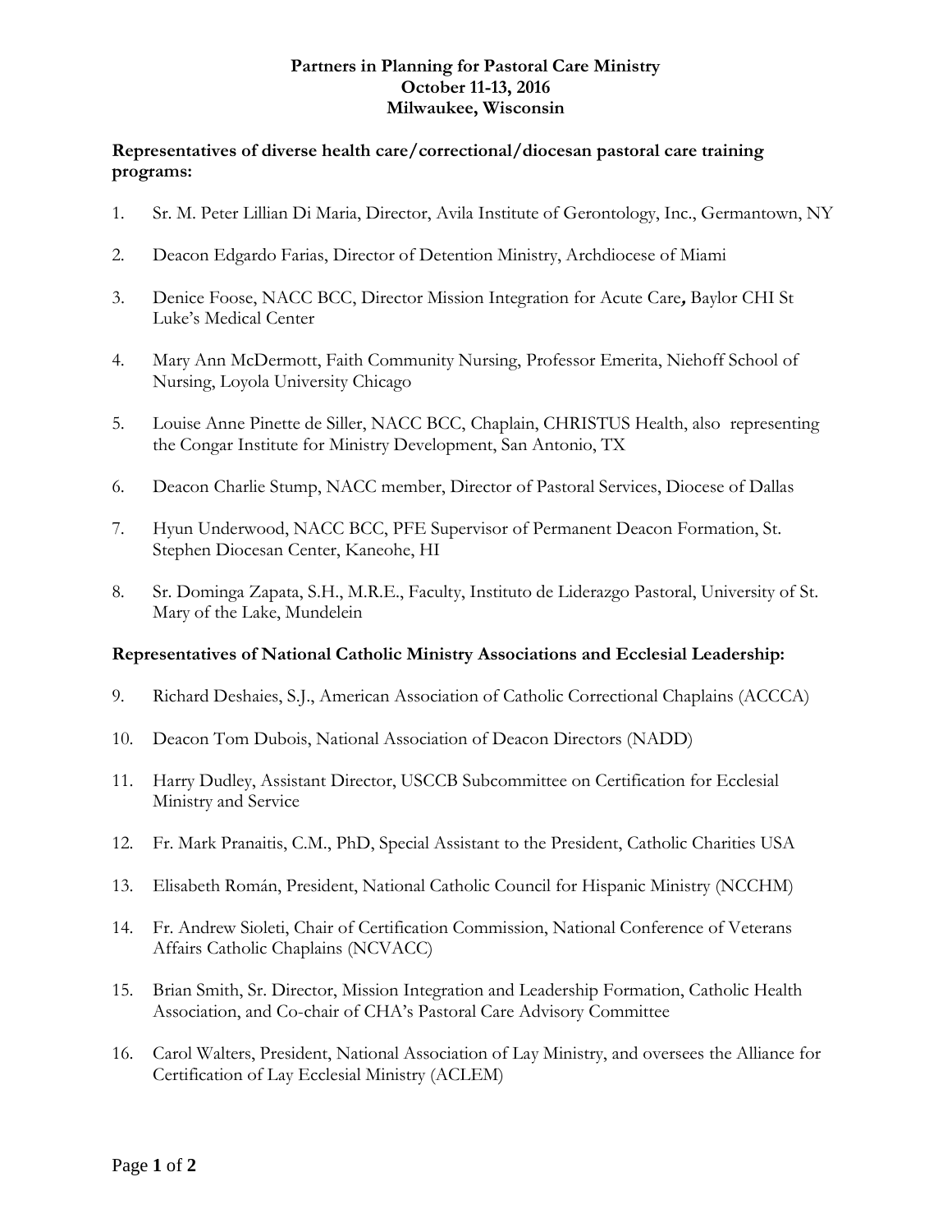**Partners in Planning for Pastoral Care Ministry**
**October 11-13, 2016**
**Milwaukee, Wisconsin**

**Representatives of diverse health care/correctional/diocesan pastoral care training programs:**

1. Sr. M. Peter Lillian Di Maria, Director, Avila Institute of Gerontology, Inc., Germantown, NY
2. Deacon Edgardo Farias, Director of Detention Ministry, Archdiocese of Miami
3. Denice Foose, NACC BCC, Director Mission Integration for Acute Care**,** Baylor CHI St Luke's Medical Center
4. Mary Ann McDermott, Faith Community Nursing, Professor Emerita, Niehoff School of Nursing, Loyola University Chicago
5. Louise Anne Pinette de Siller, NACC BCC, Chaplain, CHRISTUS Health, also representing the Congar Institute for Ministry Development, San Antonio, TX
6. Deacon Charlie Stump, NACC member, Director of Pastoral Services, Diocese of Dallas
7. Hyun Underwood, NACC BCC, PFE Supervisor of Permanent Deacon Formation, St. Stephen Diocesan Center, Kaneohe, HI
8. Sr. Dominga Zapata, S.H., M.R.E., Faculty, Instituto de Liderazgo Pastoral, University of St. Mary of the Lake, Mundelein

**Representatives of National Catholic Ministry Associations and Ecclesial Leadership:**

9. Richard Deshaies, S.J., American Association of Catholic Correctional Chaplains (ACCCA)
10. Deacon Tom Dubois, National Association of Deacon Directors (NADD)
11. Harry Dudley, Assistant Director, USCCB Subcommittee on Certification for Ecclesial Ministry and Service
12. Fr. Mark Pranaitis, C.M., PhD, Special Assistant to the President, Catholic Charities USA
13. Elisabeth Román, President, National Catholic Council for Hispanic Ministry (NCCHM)
14. Fr. Andrew Sioleti, Chair of Certification Commission, National Conference of Veterans Affairs Catholic Chaplains (NCVACC)
15. Brian Smith, Sr. Director, Mission Integration and Leadership Formation, Catholic Health Association, and Co-chair of CHA's Pastoral Care Advisory Committee
16. Carol Walters, President, National Association of Lay Ministry, and oversees the Alliance for Certification of Lay Ecclesial Ministry (ACLEM)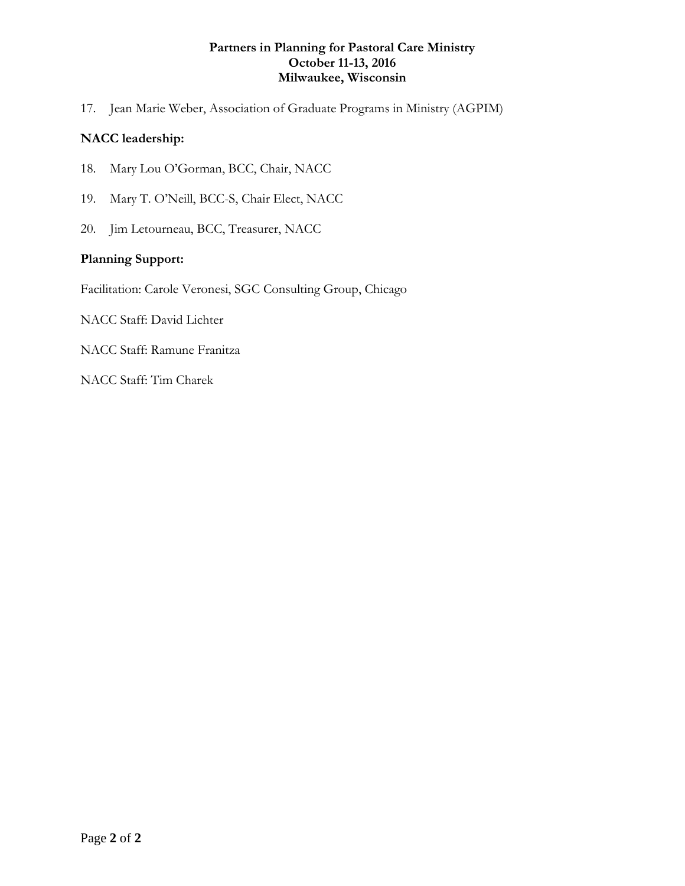17. Jean Marie Weber, Association of Graduate Programs in Ministry (AGPIM)

**NACC leadership:**

18. Mary Lou O'Gorman, BCC, Chair, NACC

19. Mary T. O'Neill, BCC-S, Chair Elect, NACC

20. Jim Letourneau, BCC, Treasurer, NACC

**Planning Support:**

Facilitation: Carole Veronesi, SGC Consulting Group, Chicago

NACC Staff: David Lichter

NACC Staff: Ramune Franitza

NACC Staff: Tim Charek